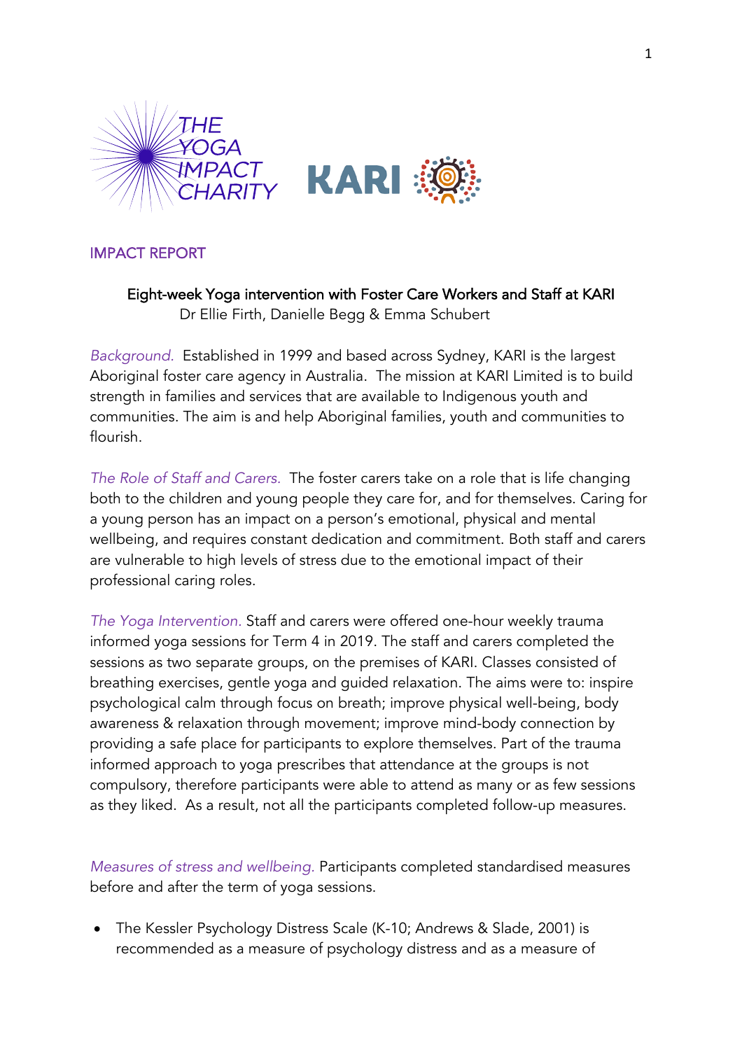THE YOGA IMPACT CHARITY

KARI

IMPACT REPORT

## Eight-week Yoga intervention with Foster Care Workers and Staff at KARI

Dr Ellie Firth, Danielle Begg & Emma Schubert

*Background.* Established in 1999 and based across Sydney, KARI is the largest Aboriginal foster care agency in Australia. The mission at KARI Limited is to build strength in families and services that are available to Indigenous youth and communities. The aim is and help Aboriginal families, youth and communities to flourish.

*The Role of Staff and Carers.* The foster carers take on a role that is life changing both to the children and young people they care for, and for themselves. Caring for a young person has an impact on a person's emotional, physical and mental wellbeing, and requires constant dedication and commitment. Both staff and carers are vulnerable to high levels of stress due to the emotional impact of their professional caring roles.

*The Yoga Intervention.* Staff and carers were offered one-hour weekly trauma informed yoga sessions for Term 4 in 2019. The staff and carers completed the sessions as two separate groups, on the premises of KARI. Classes consisted of breathing exercises, gentle yoga and guided relaxation. The aims were to: inspire psychological calm through focus on breath; improve physical well-being, body awareness & relaxation through movement; improve mind-body connection by providing a safe place for participants to explore themselves. Part of the trauma informed approach to yoga prescribes that attendance at the groups is not compulsory, therefore participants were able to attend as many or as few sessions as they liked. As a result, not all the participants completed follow-up measures.

*Measures of stress and wellbeing.* Participants completed standardised measures before and after the term of yoga sessions.

- The Kessler Psychology Distress Scale (K-10; Andrews & Slade, 2001) is recommended as a measure of psychology distress and as a measure of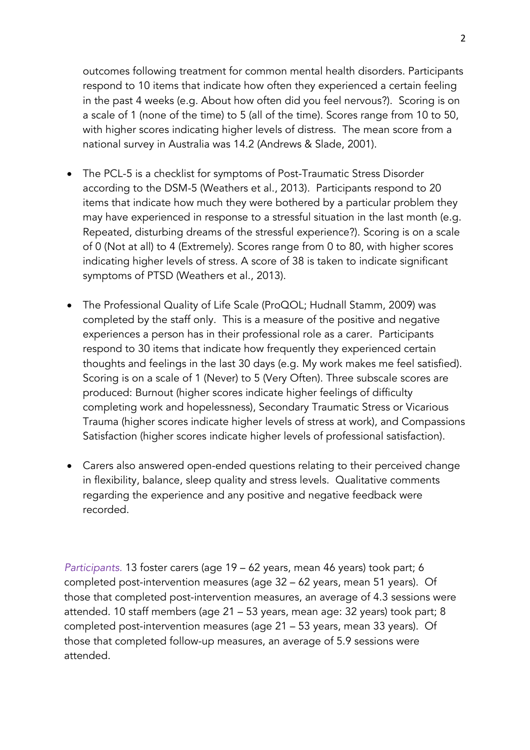outcomes following treatment for common mental health disorders. Participants respond to 10 items that indicate how often they experienced a certain feeling in the past 4 weeks (e.g. About how often did you feel nervous?). Scoring is on a scale of 1 (none of the time) to 5 (all of the time). Scores range from 10 to 50, with higher scores indicating higher levels of distress. The mean score from a national survey in Australia was 14.2 (Andrews & Slade, 2001).

- The PCL-5 is a checklist for symptoms of Post-Traumatic Stress Disorder according to the DSM-5 (Weathers et al., 2013). Participants respond to 20 items that indicate how much they were bothered by a particular problem they may have experienced in response to a stressful situation in the last month (e.g. Repeated, disturbing dreams of the stressful experience?). Scoring is on a scale of 0 (Not at all) to 4 (Extremely). Scores range from 0 to 80, with higher scores indicating higher levels of stress. A score of 38 is taken to indicate significant symptoms of PTSD (Weathers et al., 2013).

- The Professional Quality of Life Scale (ProQOL; Hudnall Stamm, 2009) was completed by the staff only. This is a measure of the positive and negative experiences a person has in their professional role as a carer. Participants respond to 30 items that indicate how frequently they experienced certain thoughts and feelings in the last 30 days (e.g. My work makes me feel satisfied). Scoring is on a scale of 1 (Never) to 5 (Very Often). Three subscale scores are produced: Burnout (higher scores indicate higher feelings of difficulty completing work and hopelessness), Secondary Traumatic Stress or Vicarious Trauma (higher scores indicate higher levels of stress at work), and Compassions Satisfaction (higher scores indicate higher levels of professional satisfaction).

- Carers also answered open-ended questions relating to their perceived change in flexibility, balance, sleep quality and stress levels. Qualitative comments regarding the experience and any positive and negative feedback were recorded.

*Participants.* 13 foster carers (age 19 – 62 years, mean 46 years) took part; 6 completed post-intervention measures (age 32 – 62 years, mean 51 years). Of those that completed post-intervention measures, an average of 4.3 sessions were attended. 10 staff members (age 21 – 53 years, mean age: 32 years) took part; 8 completed post-intervention measures (age 21 – 53 years, mean 33 years). Of those that completed follow-up measures, an average of 5.9 sessions were attended.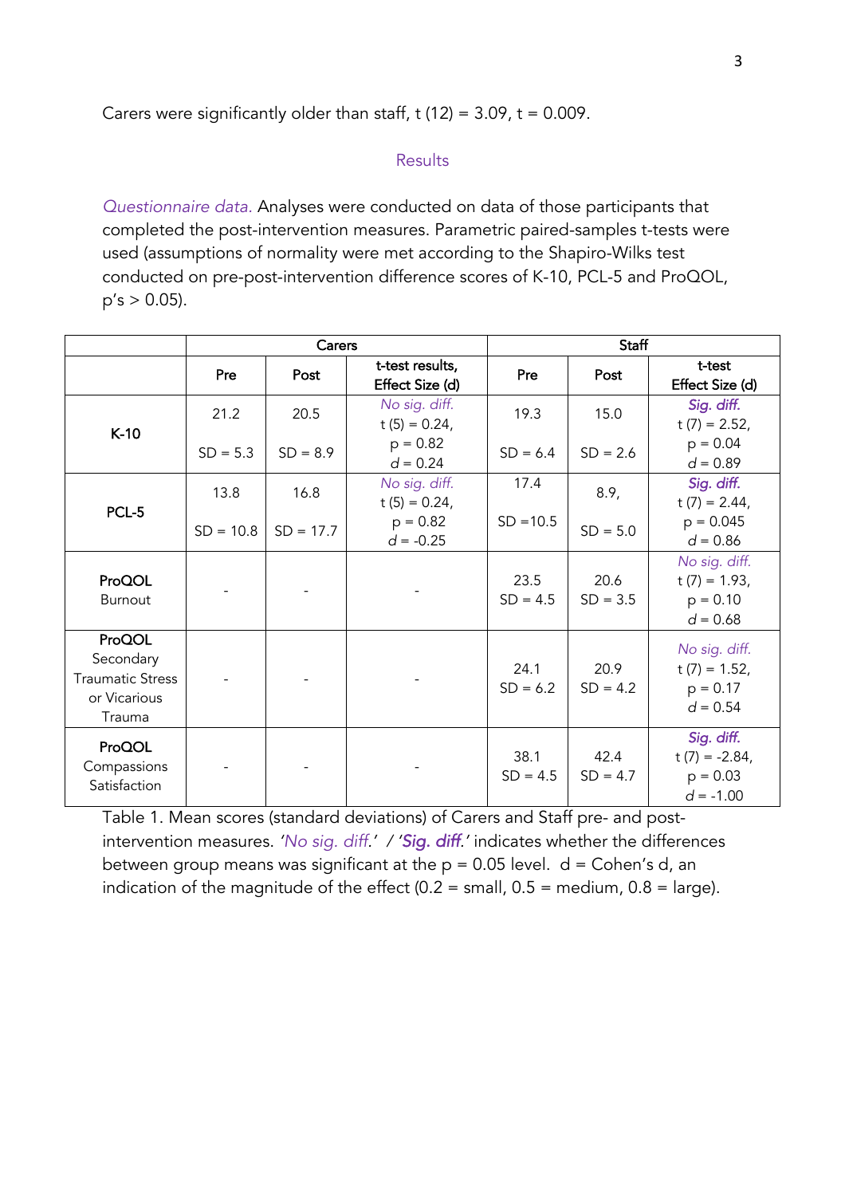Carers were significantly older than staff, $t(12) = 3.09$, $t = 0.009$.

## Results

*Questionnaire data.* Analyses were conducted on data of those participants that completed the post-intervention measures. Parametric paired-samples t-tests were used (assumptions of normality were met according to the Shapiro-Wilks test conducted on pre-post-intervention difference scores of K-10, PCL-5 and ProQOL, p's > 0.05).

| | Carers | | | Staff | | |
|---|---|---|---|---|---|---|
| | Pre | Post | t-test results, Effect Size (d) | Pre | Post | t-test Effect Size (d) |
| K-10 | 21.2 SD = 5.3 | 20.5 SD = 8.9 | *No sig. diff.* $t(5) = 0.24$, $p = 0.82$ $d = 0.24$ | 19.3 SD = 6.4 | 15.0 SD = 2.6 | ***Sig. diff.*** $t(7) = 2.52$, $p = 0.04$ $d = 0.89$ |
| PCL-5 | 13.8 SD = 10.8 | 16.8 SD = 17.7 | *No sig. diff.* $t(5) = 0.24$, $p = 0.82$ $d = -0.25$ | 17.4 SD =10.5 | 8.9, SD = 5.0 | ***Sig. diff.*** $t(7) = 2.44$, $p = 0.045$ $d = 0.86$ |
| **ProQOL** Burnout | - | - | - | 23.5 SD = 4.5 | 20.6 SD = 3.5 | *No sig. diff.* $t(7) = 1.93$, $p = 0.10$ $d = 0.68$ |
| **ProQOL** Secondary Traumatic Stress or Vicarious Trauma | - | - | - | 24.1 SD = 6.2 | 20.9 SD = 4.2 | *No sig. diff.* $t(7) = 1.52$, $p = 0.17$ $d = 0.54$ |
| **ProQOL** Compassions Satisfaction | - | - | - | 38.1 SD = 4.5 | 42.4 SD = 4.7 | ***Sig. diff.*** $t(7) = -2.84$, $p = 0.03$ $d = -1.00$ |

Table 1. Mean scores (standard deviations) of Carers and Staff pre- and post-intervention measures. '*No sig. diff.*' / '***Sig. diff.***' indicates whether the differences between group means was significant at the p = 0.05 level. d = Cohen's d, an indication of the magnitude of the effect (0.2 = small, 0.5 = medium, 0.8 = large).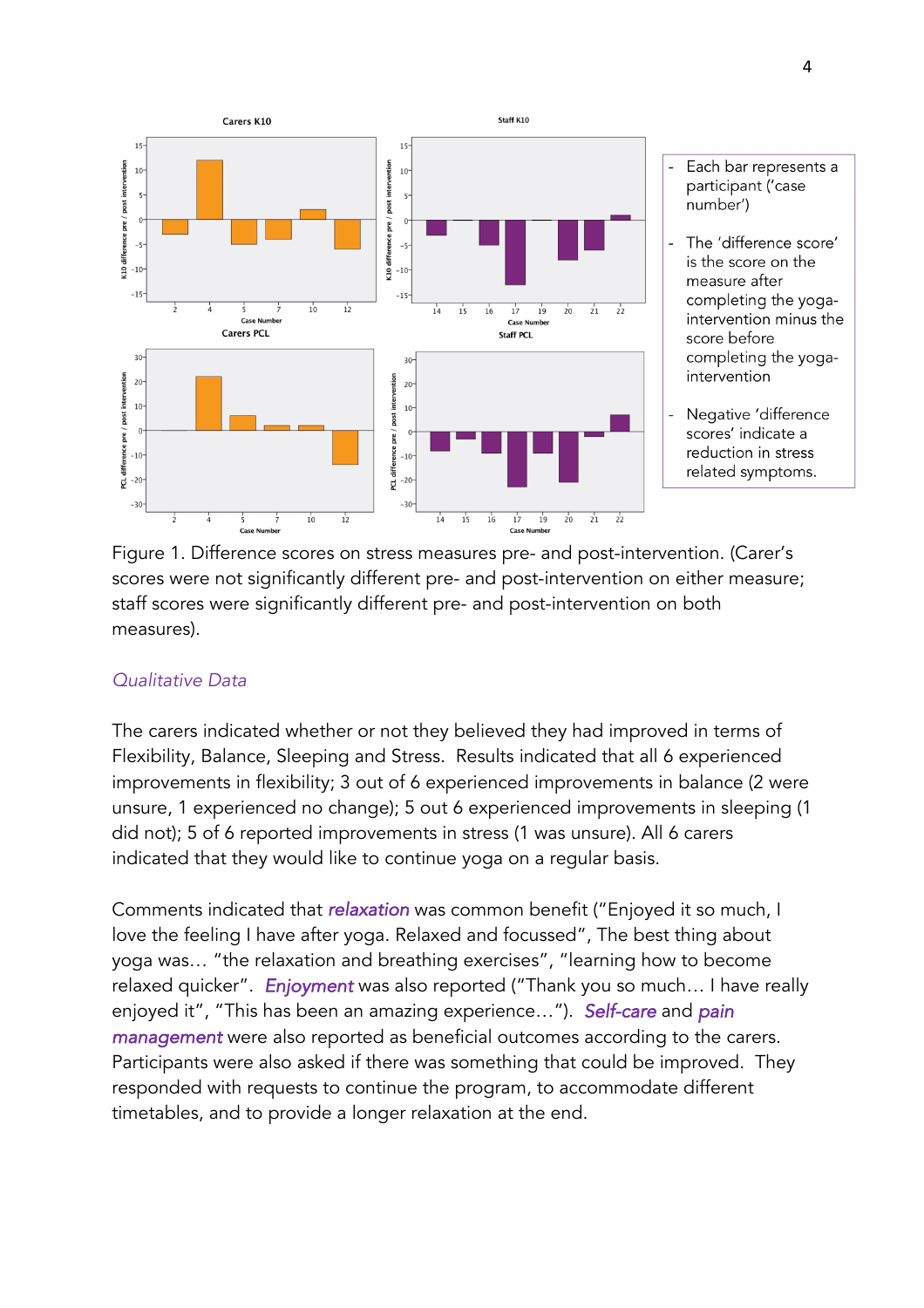- Each bar represents a participant ('case number')
- The 'difference score' is the score on the measure after completing the yoga-intervention minus the score before completing the yoga-intervention
- Negative 'difference scores' indicate a reduction in stress related symptoms.

Figure 1. Difference scores on stress measures pre- and post-intervention. (Carer's scores were not significantly different pre- and post-intervention on either measure; staff scores were significantly different pre- and post-intervention on both measures).

### *Qualitative Data*

The carers indicated whether or not they believed they had improved in terms of Flexibility, Balance, Sleeping and Stress. Results indicated that all 6 experienced improvements in flexibility; 3 out of 6 experienced improvements in balance (2 were unsure, 1 experienced no change); 5 out 6 experienced improvements in sleeping (1 did not); 5 of 6 reported improvements in stress (1 was unsure). All 6 carers indicated that they would like to continue yoga on a regular basis.

Comments indicated that ***relaxation*** was common benefit ("Enjoyed it so much, I love the feeling I have after yoga. Relaxed and focussed", The best thing about yoga was… "the relaxation and breathing exercises", "learning how to become relaxed quicker". *Enjoyment* was also reported ("Thank you so much… I have really enjoyed it", "This has been an amazing experience…"). *Self-care* and *pain management* were also reported as beneficial outcomes according to the carers. Participants were also asked if there was something that could be improved. They responded with requests to continue the program, to accommodate different timetables, and to provide a longer relaxation at the end.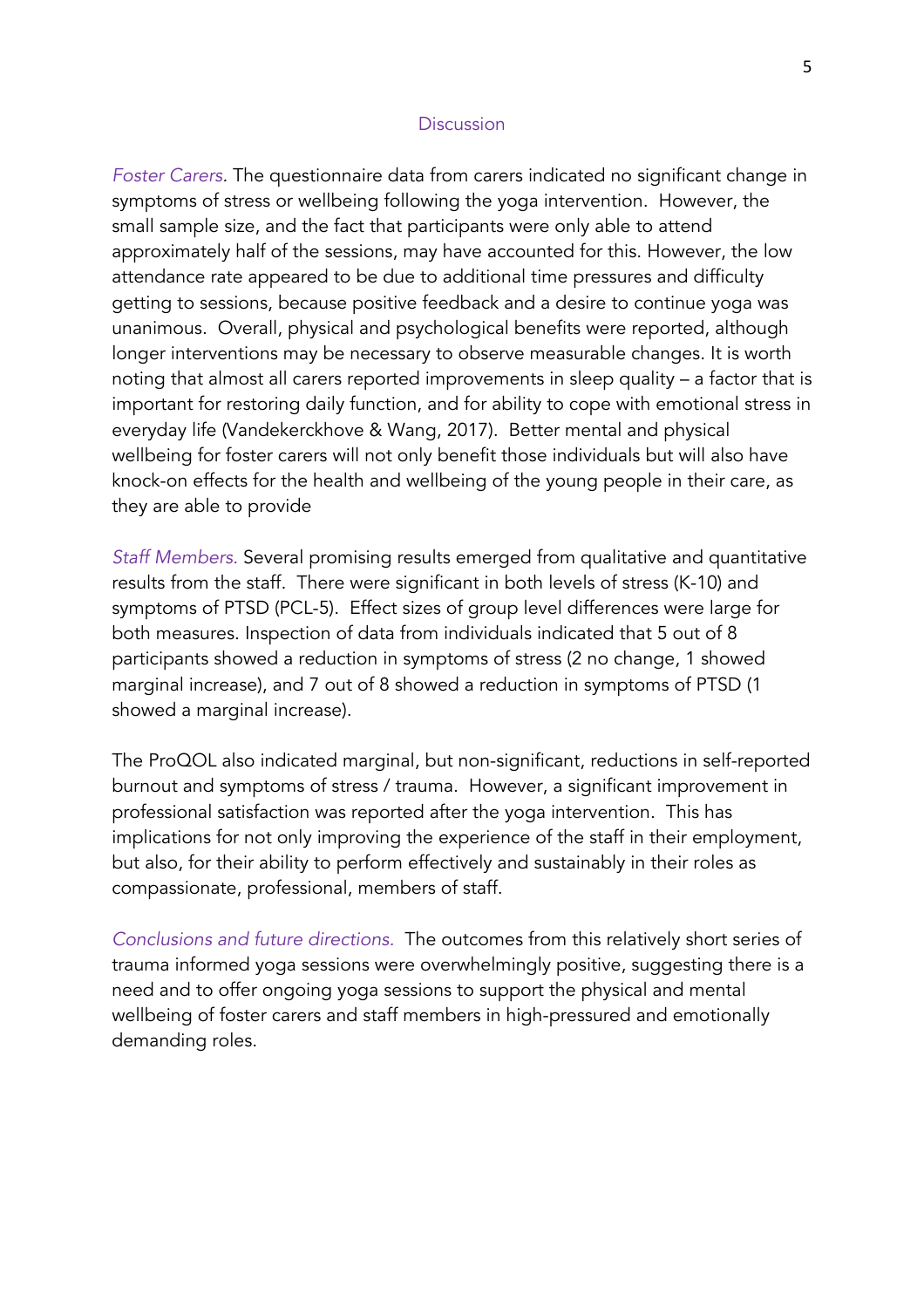## Discussion

*Foster Carers.* The questionnaire data from carers indicated no significant change in symptoms of stress or wellbeing following the yoga intervention. However, the small sample size, and the fact that participants were only able to attend approximately half of the sessions, may have accounted for this. However, the low attendance rate appeared to be due to additional time pressures and difficulty getting to sessions, because positive feedback and a desire to continue yoga was unanimous. Overall, physical and psychological benefits were reported, although longer interventions may be necessary to observe measurable changes. It is worth noting that almost all carers reported improvements in sleep quality – a factor that is important for restoring daily function, and for ability to cope with emotional stress in everyday life (Vandekerckhove & Wang, 2017). Better mental and physical wellbeing for foster carers will not only benefit those individuals but will also have knock-on effects for the health and wellbeing of the young people in their care, as they are able to provide

*Staff Members.* Several promising results emerged from qualitative and quantitative results from the staff. There were significant in both levels of stress (K-10) and symptoms of PTSD (PCL-5). Effect sizes of group level differences were large for both measures. Inspection of data from individuals indicated that 5 out of 8 participants showed a reduction in symptoms of stress (2 no change, 1 showed marginal increase), and 7 out of 8 showed a reduction in symptoms of PTSD (1 showed a marginal increase).

The ProQOL also indicated marginal, but non-significant, reductions in self-reported burnout and symptoms of stress / trauma. However, a significant improvement in professional satisfaction was reported after the yoga intervention. This has implications for not only improving the experience of the staff in their employment, but also, for their ability to perform effectively and sustainably in their roles as compassionate, professional, members of staff.

*Conclusions and future directions.* The outcomes from this relatively short series of trauma informed yoga sessions were overwhelmingly positive, suggesting there is a need and to offer ongoing yoga sessions to support the physical and mental wellbeing of foster carers and staff members in high-pressured and emotionally demanding roles.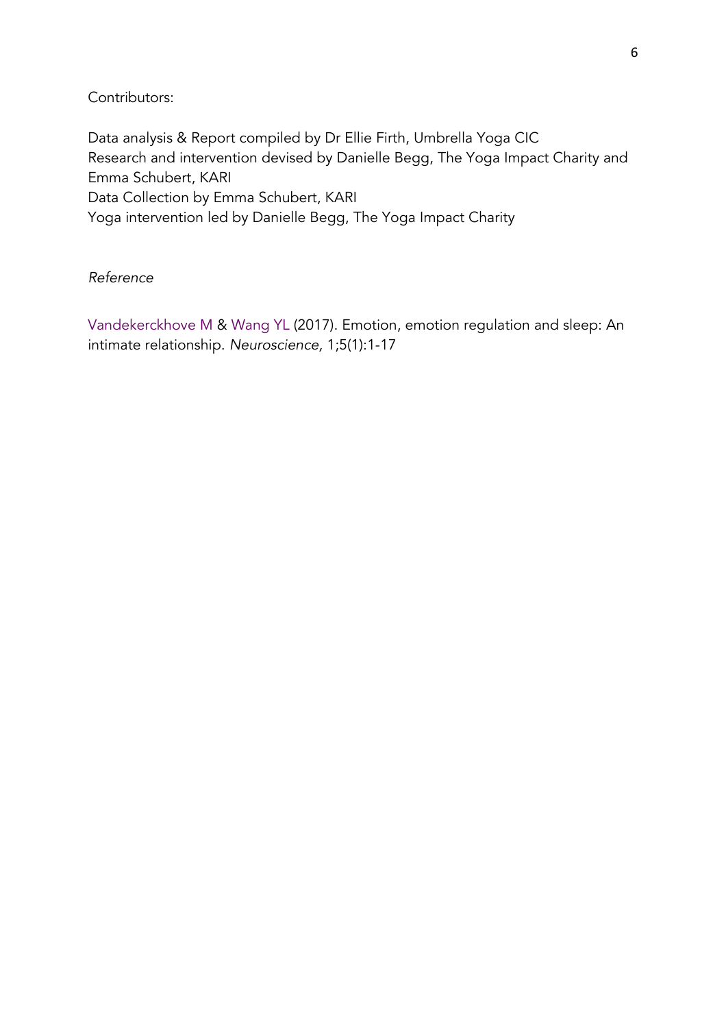Contributors:

Data analysis & Report compiled by Dr Ellie Firth, Umbrella Yoga CIC
Research and intervention devised by Danielle Begg, The Yoga Impact Charity and Emma Schubert, KARI
Data Collection by Emma Schubert, KARI
Yoga intervention led by Danielle Begg, The Yoga Impact Charity

*Reference*

Vandekerckhove M & Wang YL (2017). Emotion, emotion regulation and sleep: An intimate relationship. *Neuroscience,* 1;5(1):1-17